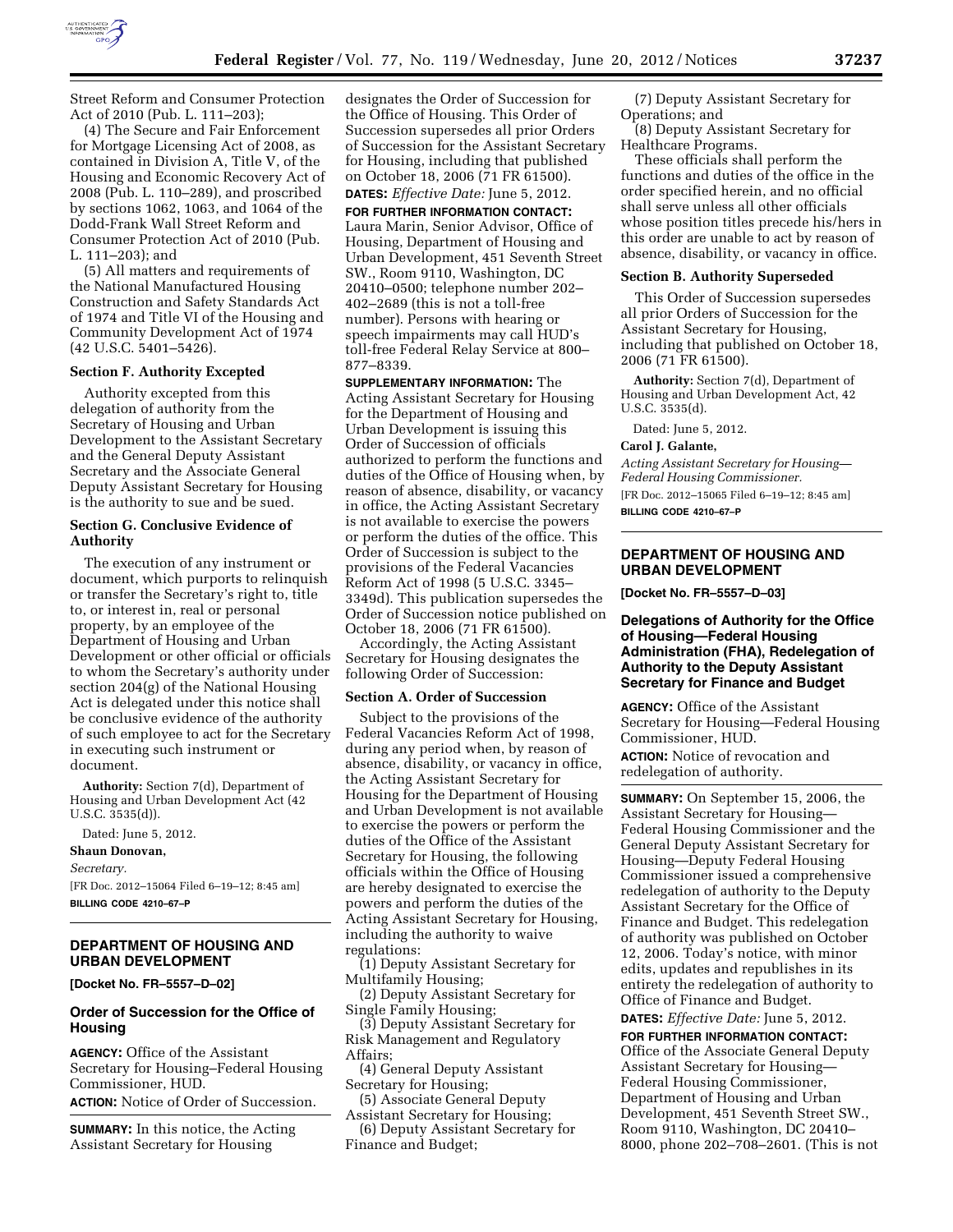Street Reform and Consumer Protection Act of 2010 (Pub. L. 111–203);

(4) The Secure and Fair Enforcement for Mortgage Licensing Act of 2008, as contained in Division A, Title V, of the Housing and Economic Recovery Act of 2008 (Pub. L. 110–289), and proscribed by sections 1062, 1063, and 1064 of the Dodd-Frank Wall Street Reform and Consumer Protection Act of 2010 (Pub. L. 111–203); and

(5) All matters and requirements of the National Manufactured Housing Construction and Safety Standards Act of 1974 and Title VI of the Housing and Community Development Act of 1974 (42 U.S.C. 5401–5426).

**Section F. Authority Excepted**

Authority excepted from this delegation of authority from the Secretary of Housing and Urban Development to the Assistant Secretary and the General Deputy Assistant Secretary and the Associate General Deputy Assistant Secretary for Housing is the authority to sue and be sued.

**Section G. Conclusive Evidence of Authority**

The execution of any instrument or document, which purports to relinquish or transfer the Secretary's right to, title to, or interest in, real or personal property, by an employee of the Department of Housing and Urban Development or other official or officials to whom the Secretary's authority under section 204(g) of the National Housing Act is delegated under this notice shall be conclusive evidence of the authority of such employee to act for the Secretary in executing such instrument or document.

**Authority:** Section 7(d), Department of Housing and Urban Development Act (42 U.S.C. 3535(d)).

Dated: June 5, 2012.

**Shaun Donovan,**

*Secretary.*

[FR Doc. 2012–15064 Filed 6–19–12; 8:45 am]

**BILLING CODE 4210–67–P**

---

## DEPARTMENT OF HOUSING AND URBAN DEVELOPMENT

**[Docket No. FR–5557–D–02]**

### Order of Succession for the Office of Housing

**AGENCY:** Office of the Assistant Secretary for Housing–Federal Housing Commissioner, HUD.

**ACTION:** Notice of Order of Succession.

**SUMMARY:** In this notice, the Acting Assistant Secretary for Housing designates the Order of Succession for the Office of Housing. This Order of Succession supersedes all prior Orders of Succession for the Assistant Secretary for Housing, including that published on October 18, 2006 (71 FR 61500).

**DATES:** *Effective Date:* June 5, 2012.

**FOR FURTHER INFORMATION CONTACT:** Laura Marin, Senior Advisor, Office of Housing, Department of Housing and Urban Development, 451 Seventh Street SW., Room 9110, Washington, DC 20410–0500; telephone number 202–402–2689 (this is not a toll-free number). Persons with hearing or speech impairments may call HUD's toll-free Federal Relay Service at 800–877–8339.

**SUPPLEMENTARY INFORMATION:** The Acting Assistant Secretary for Housing for the Department of Housing and Urban Development is issuing this Order of Succession of officials authorized to perform the functions and duties of the Office of Housing when, by reason of absence, disability, or vacancy in office, the Acting Assistant Secretary is not available to exercise the powers or perform the duties of the office. This Order of Succession is subject to the provisions of the Federal Vacancies Reform Act of 1998 (5 U.S.C. 3345–3349d). This publication supersedes the Order of Succession notice published on October 18, 2006 (71 FR 61500).

Accordingly, the Acting Assistant Secretary for Housing designates the following Order of Succession:

**Section A. Order of Succession**

Subject to the provisions of the Federal Vacancies Reform Act of 1998, during any period when, by reason of absence, disability, or vacancy in office, the Acting Assistant Secretary for Housing for the Department of Housing and Urban Development is not available to exercise the powers or perform the duties of the Office of the Assistant Secretary for Housing, the following officials within the Office of Housing are hereby designated to exercise the powers and perform the duties of the Acting Assistant Secretary for Housing, including the authority to waive regulations:

(1) Deputy Assistant Secretary for Multifamily Housing;

(2) Deputy Assistant Secretary for Single Family Housing;

(3) Deputy Assistant Secretary for Risk Management and Regulatory Affairs;

(4) General Deputy Assistant Secretary for Housing;

(5) Associate General Deputy Assistant Secretary for Housing;

(6) Deputy Assistant Secretary for Finance and Budget;

(7) Deputy Assistant Secretary for Operations; and

(8) Deputy Assistant Secretary for Healthcare Programs.

These officials shall perform the functions and duties of the office in the order specified herein, and no official shall serve unless all other officials whose position titles precede his/hers in this order are unable to act by reason of absence, disability, or vacancy in office.

**Section B. Authority Superseded**

This Order of Succession supersedes all prior Orders of Succession for the Assistant Secretary for Housing, including that published on October 18, 2006 (71 FR 61500).

**Authority:** Section 7(d), Department of Housing and Urban Development Act, 42 U.S.C. 3535(d).

Dated: June 5, 2012.

**Carol J. Galante,**

*Acting Assistant Secretary for Housing—Federal Housing Commissioner.*

[FR Doc. 2012–15065 Filed 6–19–12; 8:45 am]

**BILLING CODE 4210–67–P**

---

## DEPARTMENT OF HOUSING AND URBAN DEVELOPMENT

**[Docket No. FR–5557–D–03]**

### Delegations of Authority for the Office of Housing—Federal Housing Administration (FHA), Redelegation of Authority to the Deputy Assistant Secretary for Finance and Budget

**AGENCY:** Office of the Assistant Secretary for Housing—Federal Housing Commissioner, HUD.

**ACTION:** Notice of revocation and redelegation of authority.

**SUMMARY:** On September 15, 2006, the Assistant Secretary for Housing—Federal Housing Commissioner and the General Deputy Assistant Secretary for Housing—Deputy Federal Housing Commissioner issued a comprehensive redelegation of authority to the Deputy Assistant Secretary for the Office of Finance and Budget. This redelegation of authority was published on October 12, 2006. Today's notice, with minor edits, updates and republishes in its entirety the redelegation of authority to Office of Finance and Budget.

**DATES:** *Effective Date:* June 5, 2012.

**FOR FURTHER INFORMATION CONTACT:** Office of the Associate General Deputy Assistant Secretary for Housing—Federal Housing Commissioner, Department of Housing and Urban Development, 451 Seventh Street SW., Room 9110, Washington, DC 20410–8000, phone 202–708–2601. (This is not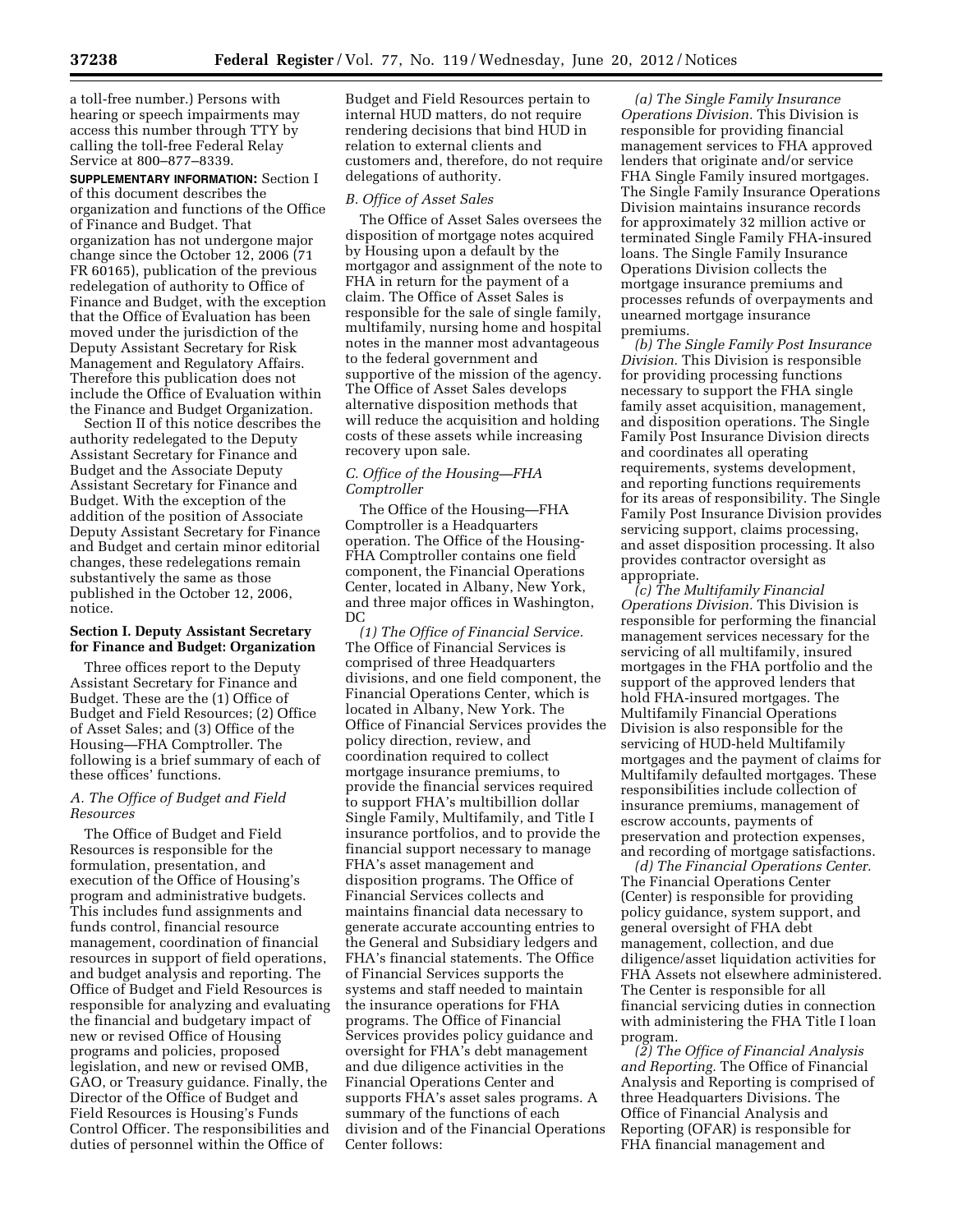a toll-free number.) Persons with hearing or speech impairments may access this number through TTY by calling the toll-free Federal Relay Service at 800–877–8339.

**SUPPLEMENTARY INFORMATION:** Section I of this document describes the organization and functions of the Office of Finance and Budget. That organization has not undergone major change since the October 12, 2006 (71 FR 60165), publication of the previous redelegation of authority to Office of Finance and Budget, with the exception that the Office of Evaluation has been moved under the jurisdiction of the Deputy Assistant Secretary for Risk Management and Regulatory Affairs. Therefore this publication does not include the Office of Evaluation within the Finance and Budget Organization.

Section II of this notice describes the authority redelegated to the Deputy Assistant Secretary for Finance and Budget and the Associate Deputy Assistant Secretary for Finance and Budget. With the exception of the addition of the position of Associate Deputy Assistant Secretary for Finance and Budget and certain minor editorial changes, these redelegations remain substantively the same as those published in the October 12, 2006, notice.

## Section I. Deputy Assistant Secretary for Finance and Budget: Organization

Three offices report to the Deputy Assistant Secretary for Finance and Budget. These are the (1) Office of Budget and Field Resources; (2) Office of Asset Sales; and (3) Office of the Housing—FHA Comptroller. The following is a brief summary of each of these offices' functions.

### *A. The Office of Budget and Field Resources*

The Office of Budget and Field Resources is responsible for the formulation, presentation, and execution of the Office of Housing's program and administrative budgets. This includes fund assignments and funds control, financial resource management, coordination of financial resources in support of field operations, and budget analysis and reporting. The Office of Budget and Field Resources is responsible for analyzing and evaluating the financial and budgetary impact of new or revised Office of Housing programs and policies, proposed legislation, and new or revised OMB, GAO, or Treasury guidance. Finally, the Director of the Office of Budget and Field Resources is Housing's Funds Control Officer. The responsibilities and duties of personnel within the Office of Budget and Field Resources pertain to internal HUD matters, do not require rendering decisions that bind HUD in relation to external clients and customers and, therefore, do not require delegations of authority.

### *B. Office of Asset Sales*

The Office of Asset Sales oversees the disposition of mortgage notes acquired by Housing upon a default by the mortgagor and assignment of the note to FHA in return for the payment of a claim. The Office of Asset Sales is responsible for the sale of single family, multifamily, nursing home and hospital notes in the manner most advantageous to the federal government and supportive of the mission of the agency. The Office of Asset Sales develops alternative disposition methods that will reduce the acquisition and holding costs of these assets while increasing recovery upon sale.

### *C. Office of the Housing—FHA Comptroller*

The Office of the Housing—FHA Comptroller is a Headquarters operation. The Office of the Housing-FHA Comptroller contains one field component, the Financial Operations Center, located in Albany, New York, and three major offices in Washington, DC

*(1) The Office of Financial Service.* The Office of Financial Services is comprised of three Headquarters divisions, and one field component, the Financial Operations Center, which is located in Albany, New York. The Office of Financial Services provides the policy direction, review, and coordination required to collect mortgage insurance premiums, to provide the financial services required to support FHA's multibillion dollar Single Family, Multifamily, and Title I insurance portfolios, and to provide the financial support necessary to manage FHA's asset management and disposition programs. The Office of Financial Services collects and maintains financial data necessary to generate accurate accounting entries to the General and Subsidiary ledgers and FHA's financial statements. The Office of Financial Services supports the systems and staff needed to maintain the insurance operations for FHA programs. The Office of Financial Services provides policy guidance and oversight for FHA's debt management and due diligence activities in the Financial Operations Center and supports FHA's asset sales programs. A summary of the functions of each division and of the Financial Operations Center follows:

*(a) The Single Family Insurance Operations Division.* This Division is responsible for providing financial management services to FHA approved lenders that originate and/or service FHA Single Family insured mortgages. The Single Family Insurance Operations Division maintains insurance records for approximately 32 million active or terminated Single Family FHA-insured loans. The Single Family Insurance Operations Division collects the mortgage insurance premiums and processes refunds of overpayments and unearned mortgage insurance premiums.

*(b) The Single Family Post Insurance Division.* This Division is responsible for providing processing functions necessary to support the FHA single family asset acquisition, management, and disposition operations. The Single Family Post Insurance Division directs and coordinates all operating requirements, systems development, and reporting functions requirements for its areas of responsibility. The Single Family Post Insurance Division provides servicing support, claims processing, and asset disposition processing. It also provides contractor oversight as appropriate.

*(c) The Multifamily Financial Operations Division.* This Division is responsible for performing the financial management services necessary for the servicing of all multifamily, insured mortgages in the FHA portfolio and the support of the approved lenders that hold FHA-insured mortgages. The Multifamily Financial Operations Division is also responsible for the servicing of HUD-held Multifamily mortgages and the payment of claims for Multifamily defaulted mortgages. These responsibilities include collection of insurance premiums, management of escrow accounts, payments of preservation and protection expenses, and recording of mortgage satisfactions.

*(d) The Financial Operations Center.* The Financial Operations Center (Center) is responsible for providing policy guidance, system support, and general oversight of FHA debt management, collection, and due diligence/asset liquidation activities for FHA Assets not elsewhere administered. The Center is responsible for all financial servicing duties in connection with administering the FHA Title I loan program.

*(2) The Office of Financial Analysis and Reporting.* The Office of Financial Analysis and Reporting is comprised of three Headquarters Divisions. The Office of Financial Analysis and Reporting (OFAR) is responsible for FHA financial management and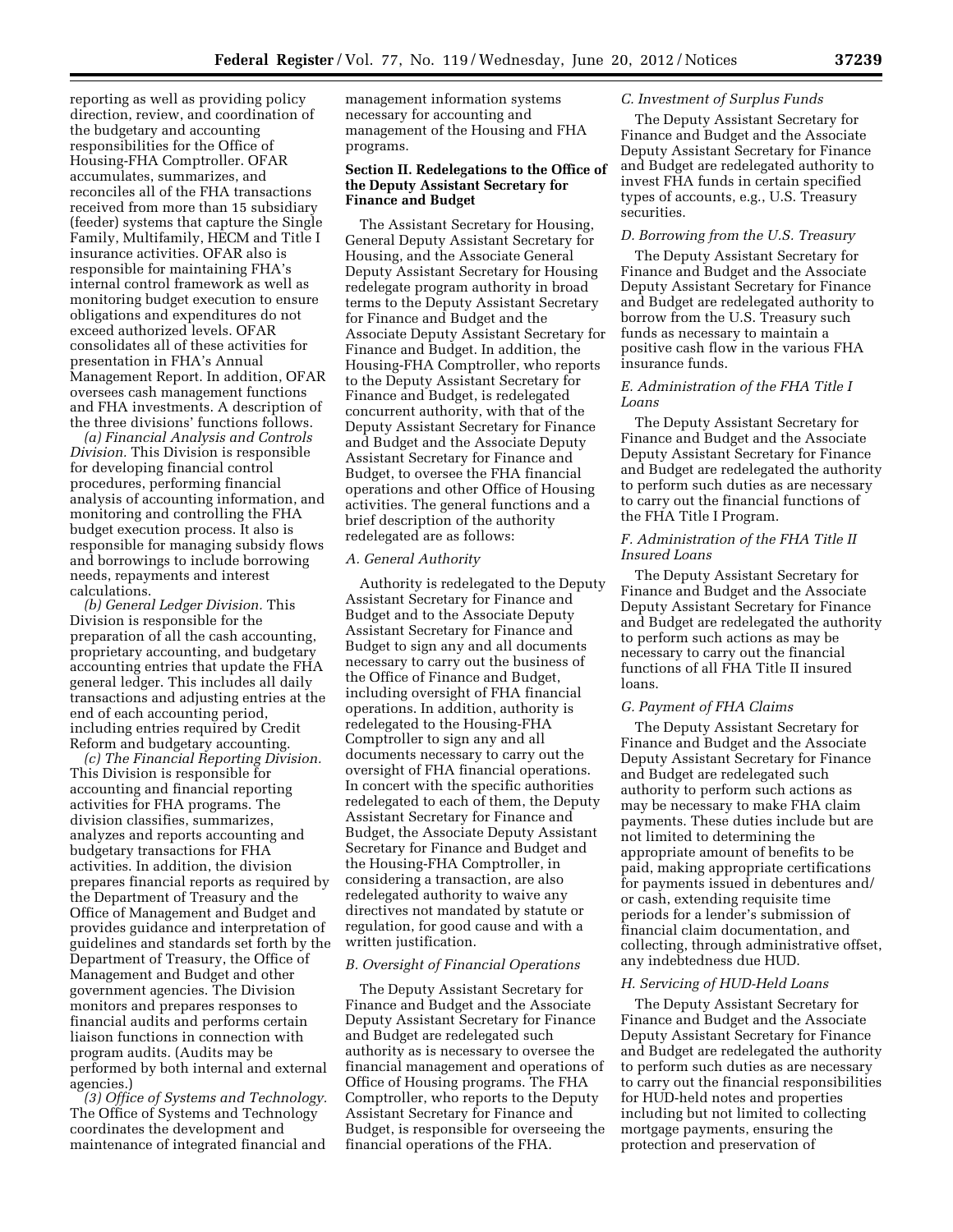reporting as well as providing policy direction, review, and coordination of the budgetary and accounting responsibilities for the Office of Housing-FHA Comptroller. OFAR accumulates, summarizes, and reconciles all of the FHA transactions received from more than 15 subsidiary (feeder) systems that capture the Single Family, Multifamily, HECM and Title I insurance activities. OFAR also is responsible for maintaining FHA's internal control framework as well as monitoring budget execution to ensure obligations and expenditures do not exceed authorized levels. OFAR consolidates all of these activities for presentation in FHA's Annual Management Report. In addition, OFAR oversees cash management functions and FHA investments. A description of the three divisions' functions follows.

*(a) Financial Analysis and Controls Division.* This Division is responsible for developing financial control procedures, performing financial analysis of accounting information, and monitoring and controlling the FHA budget execution process. It also is responsible for managing subsidy flows and borrowings to include borrowing needs, repayments and interest calculations.

*(b) General Ledger Division.* This Division is responsible for the preparation of all the cash accounting, proprietary accounting, and budgetary accounting entries that update the FHA general ledger. This includes all daily transactions and adjusting entries at the end of each accounting period, including entries required by Credit Reform and budgetary accounting.

*(c) The Financial Reporting Division.* This Division is responsible for accounting and financial reporting activities for FHA programs. The division classifies, summarizes, analyzes and reports accounting and budgetary transactions for FHA activities. In addition, the division prepares financial reports as required by the Department of Treasury and the Office of Management and Budget and provides guidance and interpretation of guidelines and standards set forth by the Department of Treasury, the Office of Management and Budget and other government agencies. The Division monitors and prepares responses to financial audits and performs certain liaison functions in connection with program audits. (Audits may be performed by both internal and external agencies.)

*(3) Office of Systems and Technology.* The Office of Systems and Technology coordinates the development and maintenance of integrated financial and management information systems necessary for accounting and management of the Housing and FHA programs.

## Section II. Redelegations to the Office of the Deputy Assistant Secretary for Finance and Budget

The Assistant Secretary for Housing, General Deputy Assistant Secretary for Housing, and the Associate General Deputy Assistant Secretary for Housing redelegate program authority in broad terms to the Deputy Assistant Secretary for Finance and Budget and the Associate Deputy Assistant Secretary for Finance and Budget. In addition, the Housing-FHA Comptroller, who reports to the Deputy Assistant Secretary for Finance and Budget, is redelegated concurrent authority, with that of the Deputy Assistant Secretary for Finance and Budget and the Associate Deputy Assistant Secretary for Finance and Budget, to oversee the FHA financial operations and other Office of Housing activities. The general functions and a brief description of the authority redelegated are as follows:

### *A. General Authority*

Authority is redelegated to the Deputy Assistant Secretary for Finance and Budget and to the Associate Deputy Assistant Secretary for Finance and Budget to sign any and all documents necessary to carry out the business of the Office of Finance and Budget, including oversight of FHA financial operations. In addition, authority is redelegated to the Housing-FHA Comptroller to sign any and all documents necessary to carry out the oversight of FHA financial operations. In concert with the specific authorities redelegated to each of them, the Deputy Assistant Secretary for Finance and Budget, the Associate Deputy Assistant Secretary for Finance and Budget and the Housing-FHA Comptroller, in considering a transaction, are also redelegated authority to waive any directives not mandated by statute or regulation, for good cause and with a written justification.

### *B. Oversight of Financial Operations*

The Deputy Assistant Secretary for Finance and Budget and the Associate Deputy Assistant Secretary for Finance and Budget are redelegated such authority as is necessary to oversee the financial management and operations of Office of Housing programs. The FHA Comptroller, who reports to the Deputy Assistant Secretary for Finance and Budget, is responsible for overseeing the financial operations of the FHA.

### *C. Investment of Surplus Funds*

The Deputy Assistant Secretary for Finance and Budget and the Associate Deputy Assistant Secretary for Finance and Budget are redelegated authority to invest FHA funds in certain specified types of accounts, e.g., U.S. Treasury securities.

### *D. Borrowing from the U.S. Treasury*

The Deputy Assistant Secretary for Finance and Budget and the Associate Deputy Assistant Secretary for Finance and Budget are redelegated authority to borrow from the U.S. Treasury such funds as necessary to maintain a positive cash flow in the various FHA insurance funds.

### *E. Administration of the FHA Title I Loans*

The Deputy Assistant Secretary for Finance and Budget and the Associate Deputy Assistant Secretary for Finance and Budget are redelegated the authority to perform such duties as are necessary to carry out the financial functions of the FHA Title I Program.

### *F. Administration of the FHA Title II Insured Loans*

The Deputy Assistant Secretary for Finance and Budget and the Associate Deputy Assistant Secretary for Finance and Budget are redelegated the authority to perform such actions as may be necessary to carry out the financial functions of all FHA Title II insured loans.

### *G. Payment of FHA Claims*

The Deputy Assistant Secretary for Finance and Budget and the Associate Deputy Assistant Secretary for Finance and Budget are redelegated such authority to perform such actions as may be necessary to make FHA claim payments. These duties include but are not limited to determining the appropriate amount of benefits to be paid, making appropriate certifications for payments issued in debentures and/or cash, extending requisite time periods for a lender's submission of financial claim documentation, and collecting, through administrative offset, any indebtedness due HUD.

### *H. Servicing of HUD-Held Loans*

The Deputy Assistant Secretary for Finance and Budget and the Associate Deputy Assistant Secretary for Finance and Budget are redelegated the authority to perform such duties as are necessary to carry out the financial responsibilities for HUD-held notes and properties including but not limited to collecting mortgage payments, ensuring the protection and preservation of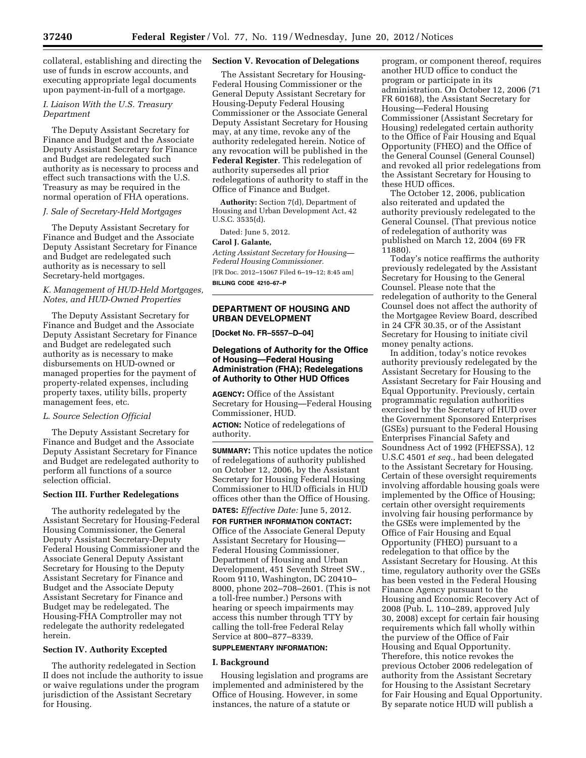collateral, establishing and directing the use of funds in escrow accounts, and executing appropriate legal documents upon payment-in-full of a mortgage.

### *I. Liaison With the U.S. Treasury Department*

The Deputy Assistant Secretary for Finance and Budget and the Associate Deputy Assistant Secretary for Finance and Budget are redelegated such authority as is necessary to process and effect such transactions with the U.S. Treasury as may be required in the normal operation of FHA operations.

### *J. Sale of Secretary-Held Mortgages*

The Deputy Assistant Secretary for Finance and Budget and the Associate Deputy Assistant Secretary for Finance and Budget are redelegated such authority as is necessary to sell Secretary-held mortgages.

### *K. Management of HUD-Held Mortgages, Notes, and HUD-Owned Properties*

The Deputy Assistant Secretary for Finance and Budget and the Associate Deputy Assistant Secretary for Finance and Budget are redelegated such authority as is necessary to make disbursements on HUD-owned or managed properties for the payment of property-related expenses, including property taxes, utility bills, property management fees, etc.

### *L. Source Selection Official*

The Deputy Assistant Secretary for Finance and Budget and the Associate Deputy Assistant Secretary for Finance and Budget are redelegated authority to perform all functions of a source selection official.

## Section III. Further Redelegations

The authority redelegated by the Assistant Secretary for Housing-Federal Housing Commissioner, the General Deputy Assistant Secretary-Deputy Federal Housing Commissioner and the Associate General Deputy Assistant Secretary for Housing to the Deputy Assistant Secretary for Finance and Budget and the Associate Deputy Assistant Secretary for Finance and Budget may be redelegated. The Housing-FHA Comptroller may not redelegate the authority redelegated herein.

## Section IV. Authority Excepted

The authority redelegated in Section II does not include the authority to issue or waive regulations under the program jurisdiction of the Assistant Secretary for Housing.

## Section V. Revocation of Delegations

The Assistant Secretary for Housing-Federal Housing Commissioner or the General Deputy Assistant Secretary for Housing-Deputy Federal Housing Commissioner or the Associate General Deputy Assistant Secretary for Housing may, at any time, revoke any of the authority redelegated herein. Notice of any revocation will be published in the **Federal Register**. This redelegation of authority supersedes all prior redelegations of authority to staff in the Office of Finance and Budget.

**Authority:** Section 7(d), Department of Housing and Urban Development Act, 42 U.S.C. 3535(d).

Dated: June 5, 2012.

**Carol J. Galante,**

*Acting Assistant Secretary for Housing—Federal Housing Commissioner.*

[FR Doc. 2012–15067 Filed 6–19–12; 8:45 am]

**BILLING CODE 4210–67–P**

---

# DEPARTMENT OF HOUSING AND URBAN DEVELOPMENT

**[Docket No. FR–5557–D–04]**

## Delegations of Authority for the Office of Housing—Federal Housing Administration (FHA); Redelegations of Authority to Other HUD Offices

**AGENCY:** Office of the Assistant Secretary for Housing—Federal Housing Commissioner, HUD.

**ACTION:** Notice of redelegations of authority.

**SUMMARY:** This notice updates the notice of redelegations of authority published on October 12, 2006, by the Assistant Secretary for Housing Federal Housing Commissioner to HUD officials in HUD offices other than the Office of Housing.

**DATES:** *Effective Date:* June 5, 2012.

**FOR FURTHER INFORMATION CONTACT:** Office of the Associate General Deputy Assistant Secretary for Housing—Federal Housing Commissioner, Department of Housing and Urban Development, 451 Seventh Street SW., Room 9110, Washington, DC 20410–8000, phone 202–708–2601. (This is not a toll-free number.) Persons with hearing or speech impairments may access this number through TTY by calling the toll-free Federal Relay Service at 800–877–8339.

**SUPPLEMENTARY INFORMATION:**

### I. Background

Housing legislation and programs are implemented and administered by the Office of Housing. However, in some instances, the nature of a statute or program, or component thereof, requires another HUD office to conduct the program or participate in its administration. On October 12, 2006 (71 FR 60168), the Assistant Secretary for Housing—Federal Housing Commissioner (Assistant Secretary for Housing) redelegated certain authority to the Office of Fair Housing and Equal Opportunity (FHEO) and the Office of the General Counsel (General Counsel) and revoked all prior redelegations from the Assistant Secretary for Housing to these HUD offices.

The October 12, 2006, publication also reiterated and updated the authority previously redelegated to the General Counsel. (That previous notice of redelegation of authority was published on March 12, 2004 (69 FR 11880).

Today's notice reaffirms the authority previously redelegated by the Assistant Secretary for Housing to the General Counsel. Please note that the redelegation of authority to the General Counsel does not affect the authority of the Mortgagee Review Board, described in 24 CFR 30.35, or of the Assistant Secretary for Housing to initiate civil money penalty actions.

In addition, today's notice revokes authority previously redelegated by the Assistant Secretary for Housing to the Assistant Secretary for Fair Housing and Equal Opportunity. Previously, certain programmatic regulation authorities exercised by the Secretary of HUD over the Government Sponsored Enterprises (GSEs) pursuant to the Federal Housing Enterprises Financial Safety and Soundness Act of 1992 (FHEFSSA), 12 U.S.C 4501 *et seq.,* had been delegated to the Assistant Secretary for Housing. Certain of these oversight requirements involving affordable housing goals were implemented by the Office of Housing; certain other oversight requirements involving fair housing performance by the GSEs were implemented by the Office of Fair Housing and Equal Opportunity (FHEO) pursuant to a redelegation to that office by the Assistant Secretary for Housing. At this time, regulatory authority over the GSEs has been vested in the Federal Housing Finance Agency pursuant to the Housing and Economic Recovery Act of 2008 (Pub. L. 110–289, approved July 30, 2008) except for certain fair housing requirements which fall wholly within the purview of the Office of Fair Housing and Equal Opportunity. Therefore, this notice revokes the previous October 2006 redelegation of authority from the Assistant Secretary for Housing to the Assistant Secretary for Fair Housing and Equal Opportunity. By separate notice HUD will publish a